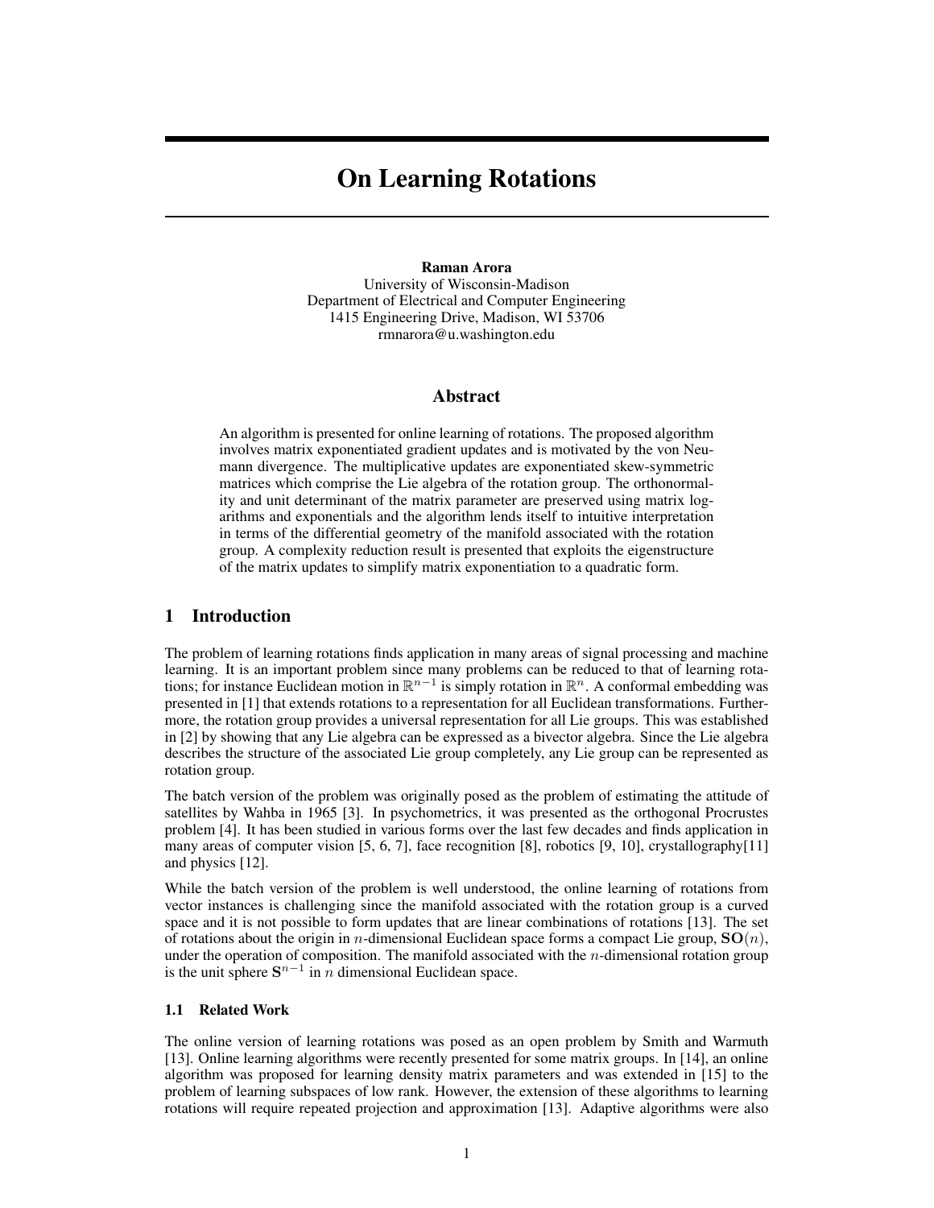# On Learning Rotations

**Raman Arora**
University of Wisconsin-Madison
Department of Electrical and Computer Engineering
1415 Engineering Drive, Madison, WI 53706
rmnarora@u.washington.edu

## Abstract

An algorithm is presented for online learning of rotations. The proposed algorithm involves matrix exponentiated gradient updates and is motivated by the von Neumann divergence. The multiplicative updates are exponentiated skew-symmetric matrices which comprise the Lie algebra of the rotation group. The orthonormality and unit determinant of the matrix parameter are preserved using matrix logarithms and exponentials and the algorithm lends itself to intuitive interpretation in terms of the differential geometry of the manifold associated with the rotation group. A complexity reduction result is presented that exploits the eigenstructure of the matrix updates to simplify matrix exponentiation to a quadratic form.

## 1 Introduction

The problem of learning rotations finds application in many areas of signal processing and machine learning. It is an important problem since many problems can be reduced to that of learning rotations; for instance Euclidean motion in $\mathbb{R}^{n-1}$ is simply rotation in $\mathbb{R}^n$. A conformal embedding was presented in [1] that extends rotations to a representation for all Euclidean transformations. Furthermore, the rotation group provides a universal representation for all Lie groups. This was established in [2] by showing that any Lie algebra can be expressed as a bivector algebra. Since the Lie algebra describes the structure of the associated Lie group completely, any Lie group can be represented as rotation group.

The batch version of the problem was originally posed as the problem of estimating the attitude of satellites by Wahba in 1965 [3]. In psychometrics, it was presented as the orthogonal Procrustes problem [4]. It has been studied in various forms over the last few decades and finds application in many areas of computer vision [5, 6, 7], face recognition [8], robotics [9, 10], crystallography[11] and physics [12].

While the batch version of the problem is well understood, the online learning of rotations from vector instances is challenging since the manifold associated with the rotation group is a curved space and it is not possible to form updates that are linear combinations of rotations [13]. The set of rotations about the origin in $n$-dimensional Euclidean space forms a compact Lie group, $\mathbf{SO}(n)$, under the operation of composition. The manifold associated with the $n$-dimensional rotation group is the unit sphere $\mathbf{S}^{n-1}$ in $n$ dimensional Euclidean space.

### 1.1 Related Work

The online version of learning rotations was posed as an open problem by Smith and Warmuth [13]. Online learning algorithms were recently presented for some matrix groups. In [14], an online algorithm was proposed for learning density matrix parameters and was extended in [15] to the problem of learning subspaces of low rank. However, the extension of these algorithms to learning rotations will require repeated projection and approximation [13]. Adaptive algorithms were also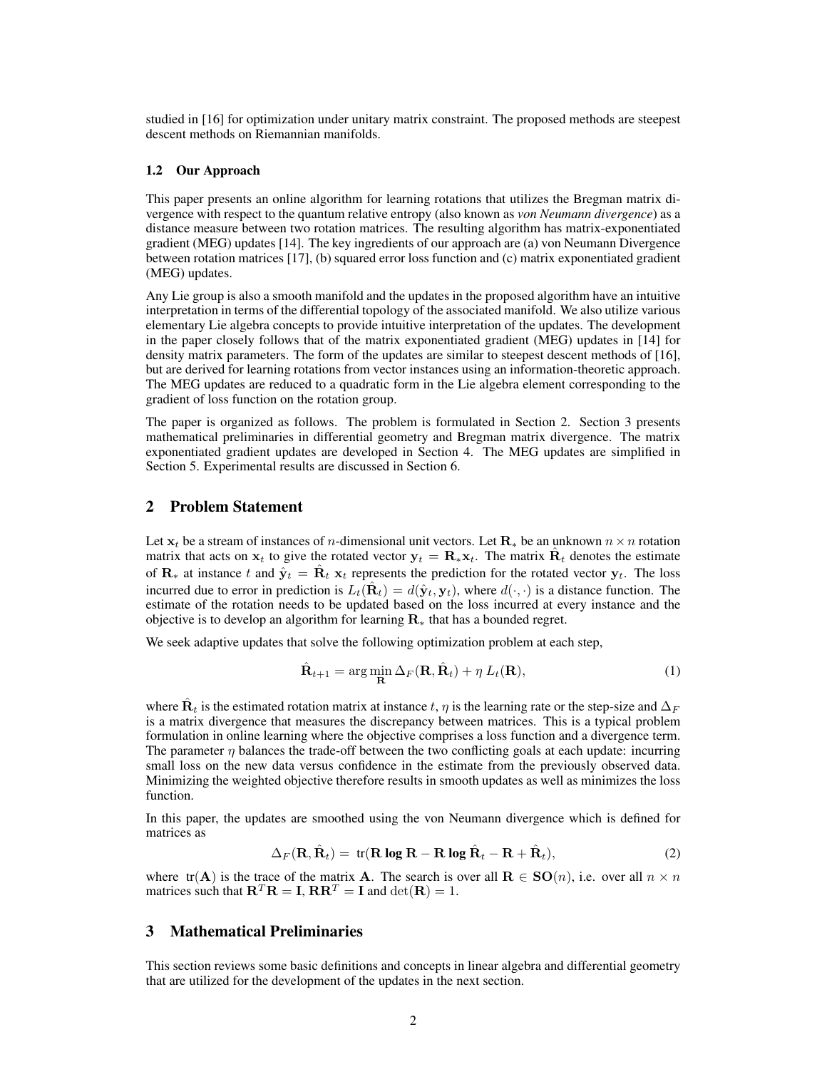studied in [16] for optimization under unitary matrix constraint. The proposed methods are steepest descent methods on Riemannian manifolds.

### 1.2 Our Approach

This paper presents an online algorithm for learning rotations that utilizes the Bregman matrix divergence with respect to the quantum relative entropy (also known as *von Neumann divergence*) as a distance measure between two rotation matrices. The resulting algorithm has matrix-exponentiated gradient (MEG) updates [14]. The key ingredients of our approach are (a) von Neumann Divergence between rotation matrices [17], (b) squared error loss function and (c) matrix exponentiated gradient (MEG) updates.

Any Lie group is also a smooth manifold and the updates in the proposed algorithm have an intuitive interpretation in terms of the differential topology of the associated manifold. We also utilize various elementary Lie algebra concepts to provide intuitive interpretation of the updates. The development in the paper closely follows that of the matrix exponentiated gradient (MEG) updates in [14] for density matrix parameters. The form of the updates are similar to steepest descent methods of [16], but are derived for learning rotations from vector instances using an information-theoretic approach. The MEG updates are reduced to a quadratic form in the Lie algebra element corresponding to the gradient of loss function on the rotation group.

The paper is organized as follows. The problem is formulated in Section 2. Section 3 presents mathematical preliminaries in differential geometry and Bregman matrix divergence. The matrix exponentiated gradient updates are developed in Section 4. The MEG updates are simplified in Section 5. Experimental results are discussed in Section 6.

## 2 Problem Statement

Let $\mathbf{x}_t$ be a stream of instances of $n$-dimensional unit vectors. Let $\mathbf{R}_*$ be an unknown $n \times n$ rotation matrix that acts on $\mathbf{x}_t$ to give the rotated vector $\mathbf{y}_t = \mathbf{R}_* \mathbf{x}_t$. The matrix $\hat{\mathbf{R}}_t$ denotes the estimate of $\mathbf{R}_*$ at instance $t$ and $\hat{\mathbf{y}}_t = \hat{\mathbf{R}}_t \, \mathbf{x}_t$ represents the prediction for the rotated vector $\mathbf{y}_t$. The loss incurred due to error in prediction is $L_t(\hat{\mathbf{R}}_t) = d(\hat{\mathbf{y}}_t, \mathbf{y}_t)$, where $d(\cdot, \cdot)$ is a distance function. The estimate of the rotation needs to be updated based on the loss incurred at every instance and the objective is to develop an algorithm for learning $\mathbf{R}_*$ that has a bounded regret.

We seek adaptive updates that solve the following optimization problem at each step,

$$\hat{\mathbf{R}}_{t+1} = \arg\min_{\mathbf{R}} \Delta_F(\mathbf{R}, \hat{\mathbf{R}}_t) + \eta \, L_t(\mathbf{R}), \tag{1}$$

where $\hat{\mathbf{R}}_t$ is the estimated rotation matrix at instance $t$, $\eta$ is the learning rate or the step-size and $\Delta_F$ is a matrix divergence that measures the discrepancy between matrices. This is a typical problem formulation in online learning where the objective comprises a loss function and a divergence term. The parameter $\eta$ balances the trade-off between the two conflicting goals at each update: incurring small loss on the new data versus confidence in the estimate from the previously observed data. Minimizing the weighted objective therefore results in smooth updates as well as minimizes the loss function.

In this paper, the updates are smoothed using the von Neumann divergence which is defined for matrices as

$$\Delta_F(\mathbf{R}, \hat{\mathbf{R}}_t) = \operatorname{tr}(\mathbf{R} \, \mathbf{log} \, \mathbf{R} - \mathbf{R} \, \mathbf{log} \, \hat{\mathbf{R}}_t - \mathbf{R} + \hat{\mathbf{R}}_t), \tag{2}$$

where $\operatorname{tr}(\mathbf{A})$ is the trace of the matrix $\mathbf{A}$. The search is over all $\mathbf{R} \in \mathbf{SO}(n)$, i.e. over all $n \times n$ matrices such that $\mathbf{R}^T\mathbf{R} = \mathbf{I}$, $\mathbf{R}\mathbf{R}^T = \mathbf{I}$ and $\det(\mathbf{R}) = 1$.

## 3 Mathematical Preliminaries

This section reviews some basic definitions and concepts in linear algebra and differential geometry that are utilized for the development of the updates in the next section.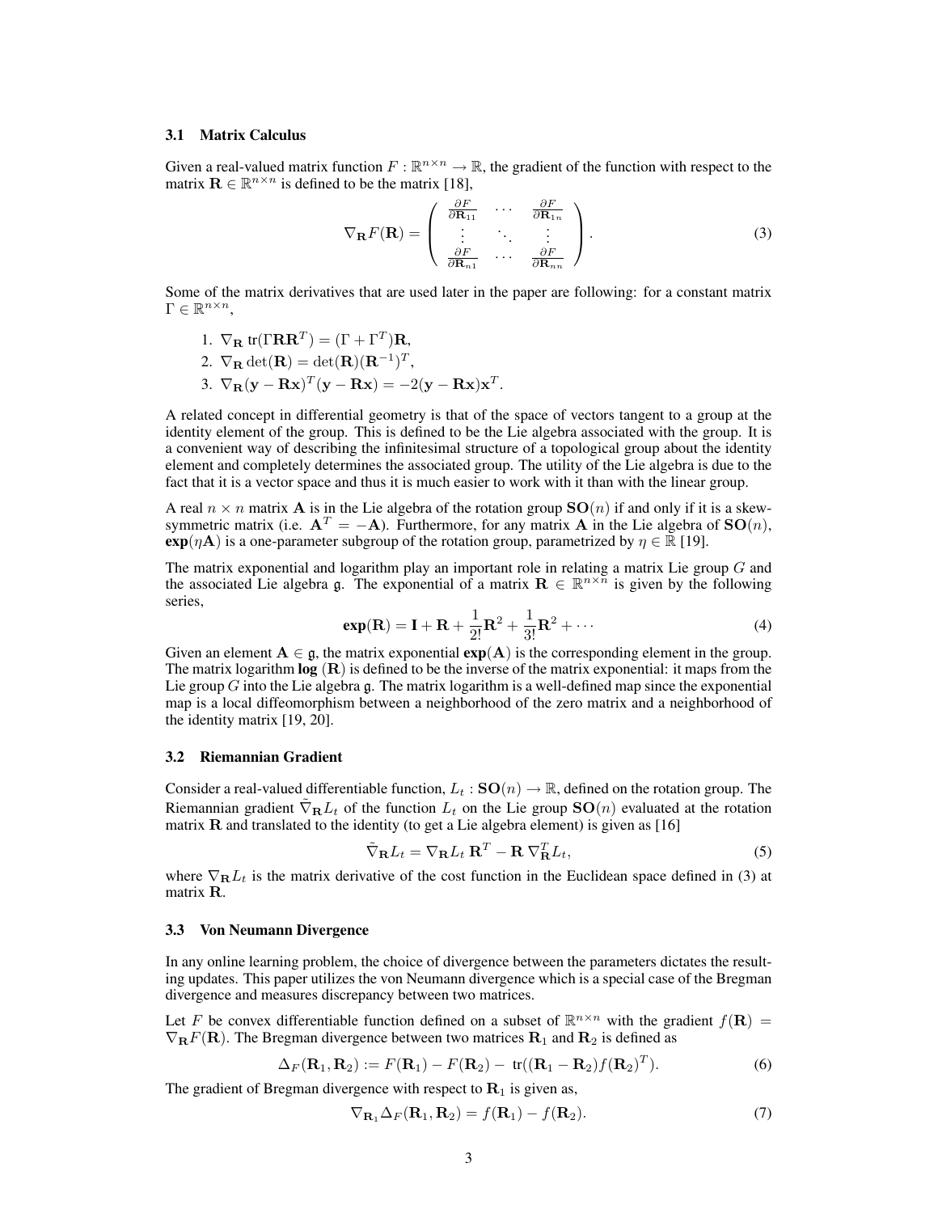### 3.1 Matrix Calculus

Given a real-valued matrix function $F : \mathbb{R}^{n\times n} \to \mathbb{R}$, the gradient of the function with respect to the matrix $\mathbf{R} \in \mathbb{R}^{n\times n}$ is defined to be the matrix [18],

$$\nabla_{\mathbf{R}} F(\mathbf{R}) = \begin{pmatrix} \frac{\partial F}{\partial \mathbf{R}_{11}} & \cdots & \frac{\partial F}{\partial \mathbf{R}_{1n}} \\ \vdots & \ddots & \vdots \\ \frac{\partial F}{\partial \mathbf{R}_{n1}} & \cdots & \frac{\partial F}{\partial \mathbf{R}_{nn}} \end{pmatrix}. \tag{3}$$

Some of the matrix derivatives that are used later in the paper are following: for a constant matrix $\Gamma \in \mathbb{R}^{n\times n}$,

1. $\nabla_{\mathbf{R}} \operatorname{tr}(\Gamma \mathbf{R}\mathbf{R}^T) = (\Gamma + \Gamma^T)\mathbf{R}$,
2. $\nabla_{\mathbf{R}} \det(\mathbf{R}) = \det(\mathbf{R})(\mathbf{R}^{-1})^T$,
3. $\nabla_{\mathbf{R}} (\mathbf{y} - \mathbf{R}\mathbf{x})^T(\mathbf{y} - \mathbf{R}\mathbf{x}) = -2(\mathbf{y} - \mathbf{R}\mathbf{x})\mathbf{x}^T$.

A related concept in differential geometry is that of the space of vectors tangent to a group at the identity element of the group. This is defined to be the Lie algebra associated with the group. It is a convenient way of describing the infinitesimal structure of a topological group about the identity element and completely determines the associated group. The utility of the Lie algebra is due to the fact that it is a vector space and thus it is much easier to work with it than with the linear group.

A real $n \times n$ matrix $\mathbf{A}$ is in the Lie algebra of the rotation group $\mathbf{SO}(n)$ if and only if it is a skew-symmetric matrix (i.e. $\mathbf{A}^T = -\mathbf{A}$). Furthermore, for any matrix $\mathbf{A}$ in the Lie algebra of $\mathbf{SO}(n)$, $\mathbf{exp}(\eta\mathbf{A})$ is a one-parameter subgroup of the rotation group, parametrized by $\eta \in \mathbb{R}$ [19].

The matrix exponential and logarithm play an important role in relating a matrix Lie group $G$ and the associated Lie algebra $\mathfrak{g}$. The exponential of a matrix $\mathbf{R} \in \mathbb{R}^{n\times n}$ is given by the following series,

$$\mathbf{exp}(\mathbf{R}) = \mathbf{I} + \mathbf{R} + \frac{1}{2!}\mathbf{R}^2 + \frac{1}{3!}\mathbf{R}^2 + \cdots \tag{4}$$

Given an element $\mathbf{A} \in \mathfrak{g}$, the matrix exponential $\mathbf{exp}(\mathbf{A})$ is the corresponding element in the group. The matrix logarithm $\mathbf{log}\ (\mathbf{R})$ is defined to be the inverse of the matrix exponential: it maps from the Lie group $G$ into the Lie algebra $\mathfrak{g}$. The matrix logarithm is a well-defined map since the exponential map is a local diffeomorphism between a neighborhood of the zero matrix and a neighborhood of the identity matrix [19, 20].

### 3.2 Riemannian Gradient

Consider a real-valued differentiable function, $L_t : \mathbf{SO}(n) \to \mathbb{R}$, defined on the rotation group. The Riemannian gradient $\tilde{\nabla}_{\mathbf{R}} L_t$ of the function $L_t$ on the Lie group $\mathbf{SO}(n)$ evaluated at the rotation matrix $\mathbf{R}$ and translated to the identity (to get a Lie algebra element) is given as [16]

$$\tilde{\nabla}_{\mathbf{R}} L_t = \nabla_{\mathbf{R}} L_t\ \mathbf{R}^T - \mathbf{R}\ \nabla_{\mathbf{R}}^T L_t, \tag{5}$$

where $\nabla_{\mathbf{R}} L_t$ is the matrix derivative of the cost function in the Euclidean space defined in (3) at matrix $\mathbf{R}$.

### 3.3 Von Neumann Divergence

In any online learning problem, the choice of divergence between the parameters dictates the resulting updates. This paper utilizes the von Neumann divergence which is a special case of the Bregman divergence and measures discrepancy between two matrices.

Let $F$ be convex differentiable function defined on a subset of $\mathbb{R}^{n\times n}$ with the gradient $f(\mathbf{R}) = \nabla_{\mathbf{R}} F(\mathbf{R})$. The Bregman divergence between two matrices $\mathbf{R}_1$ and $\mathbf{R}_2$ is defined as

$$\Delta_F(\mathbf{R}_1, \mathbf{R}_2) := F(\mathbf{R}_1) - F(\mathbf{R}_2) - \operatorname{tr}((\mathbf{R}_1 - \mathbf{R}_2)f(\mathbf{R}_2)^T). \tag{6}$$

The gradient of Bregman divergence with respect to $\mathbf{R}_1$ is given as,

$$\nabla_{\mathbf{R}_1} \Delta_F(\mathbf{R}_1, \mathbf{R}_2) = f(\mathbf{R}_1) - f(\mathbf{R}_2). \tag{7}$$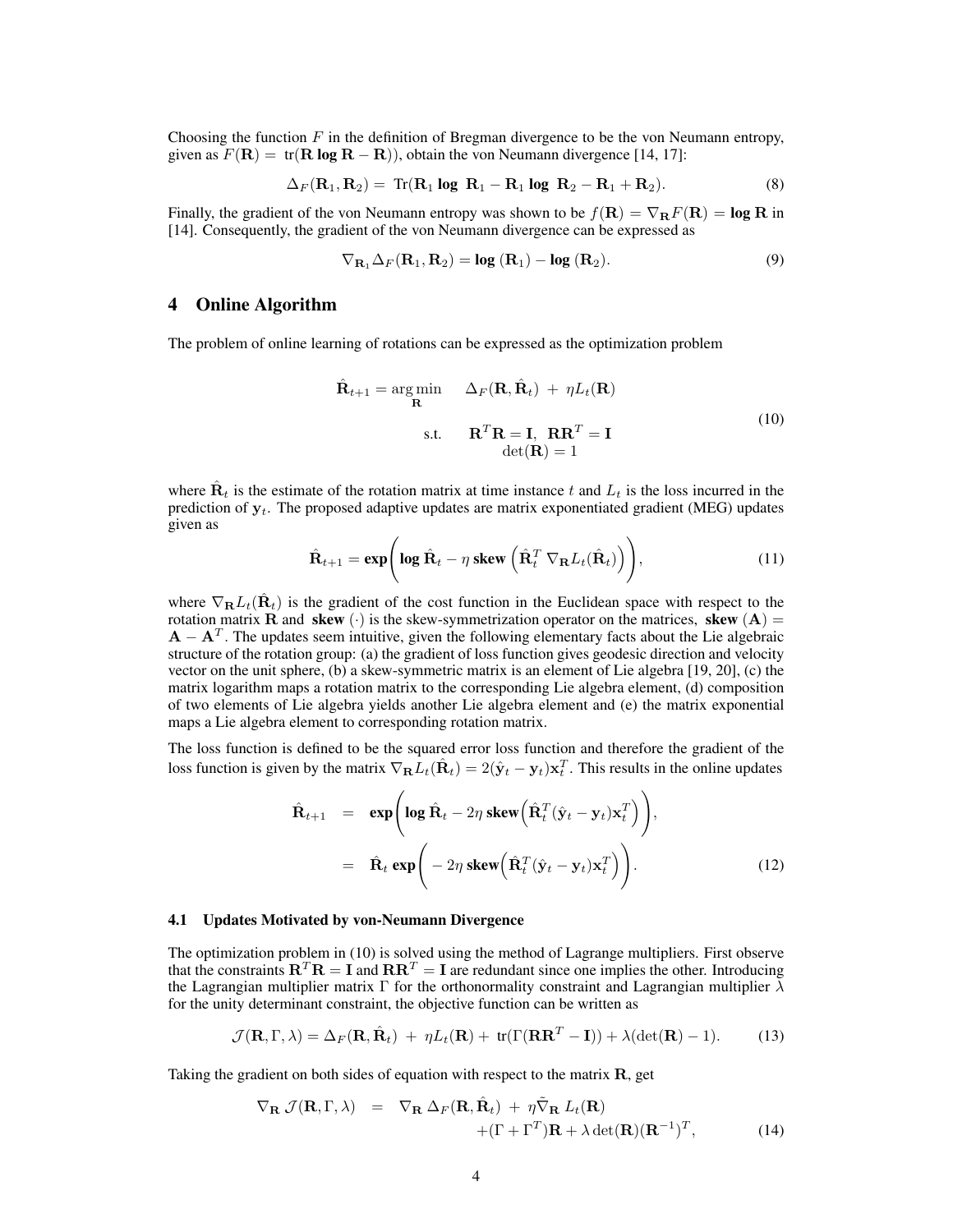Choosing the function $F$ in the definition of Bregman divergence to be the von Neumann entropy, given as $F(\mathbf{R}) = \text{tr}(\mathbf{R}\,\mathbf{log}\,\mathbf{R} - \mathbf{R})$), obtain the von Neumann divergence [14, 17]:

$$\Delta_F(\mathbf{R}_1, \mathbf{R}_2) = \text{Tr}(\mathbf{R}_1\,\mathbf{log}\,\mathbf{R}_1 - \mathbf{R}_1\,\mathbf{log}\,\mathbf{R}_2 - \mathbf{R}_1 + \mathbf{R}_2). \tag{8}$$

Finally, the gradient of the von Neumann entropy was shown to be $f(\mathbf{R}) = \nabla_{\mathbf{R}} F(\mathbf{R}) = \mathbf{log}\,\mathbf{R}$ in [14]. Consequently, the gradient of the von Neumann divergence can be expressed as

$$\nabla_{\mathbf{R}_1} \Delta_F(\mathbf{R}_1, \mathbf{R}_2) = \mathbf{log}\,(\mathbf{R}_1) - \mathbf{log}\,(\mathbf{R}_2). \tag{9}$$

## 4 Online Algorithm

The problem of online learning of rotations can be expressed as the optimization problem

$$\begin{aligned}
\hat{\mathbf{R}}_{t+1} = \arg\min_{\mathbf{R}} \quad & \Delta_F(\mathbf{R}, \hat{\mathbf{R}}_t) \; + \; \eta L_t(\mathbf{R}) \\
\text{s.t.} \quad & \mathbf{R}^T\mathbf{R} = \mathbf{I}, \;\; \mathbf{R}\mathbf{R}^T = \mathbf{I} \\
& \det(\mathbf{R}) = 1
\end{aligned} \tag{10}$$

where $\hat{\mathbf{R}}_t$ is the estimate of the rotation matrix at time instance $t$ and $L_t$ is the loss incurred in the prediction of $\mathbf{y}_t$. The proposed adaptive updates are matrix exponentiated gradient (MEG) updates given as

$$\hat{\mathbf{R}}_{t+1} = \mathbf{exp}\left( \mathbf{log}\,\hat{\mathbf{R}}_t - \eta\,\mathbf{skew}\left( \hat{\mathbf{R}}_t^T\, \nabla_{\mathbf{R}} L_t(\hat{\mathbf{R}}_t) \right) \right), \tag{11}$$

where $\nabla_{\mathbf{R}} L_t(\hat{\mathbf{R}}_t)$ is the gradient of the cost function in the Euclidean space with respect to the rotation matrix $\mathbf{R}$ and $\mathbf{skew}\,(\cdot)$ is the skew-symmetrization operator on the matrices, $\mathbf{skew}\,(\mathbf{A}) = \mathbf{A} - \mathbf{A}^T$. The updates seem intuitive, given the following elementary facts about the Lie algebraic structure of the rotation group: (a) the gradient of loss function gives geodesic direction and velocity vector on the unit sphere, (b) a skew-symmetric matrix is an element of Lie algebra [19, 20], (c) the matrix logarithm maps a rotation matrix to the corresponding Lie algebra element, (d) composition of two elements of Lie algebra yields another Lie algebra element and (e) the matrix exponential maps a Lie algebra element to corresponding rotation matrix.

The loss function is defined to be the squared error loss function and therefore the gradient of the loss function is given by the matrix $\nabla_{\mathbf{R}} L_t(\hat{\mathbf{R}}_t) = 2(\hat{\mathbf{y}}_t - \mathbf{y}_t)\mathbf{x}_t^T$. This results in the online updates

$$\begin{aligned}
\hat{\mathbf{R}}_{t+1} &= \mathbf{exp}\left( \mathbf{log}\,\hat{\mathbf{R}}_t - 2\eta\,\mathbf{skew}\left( \hat{\mathbf{R}}_t^T (\hat{\mathbf{y}}_t - \mathbf{y}_t)\mathbf{x}_t^T \right) \right), \\
&= \hat{\mathbf{R}}_t\,\mathbf{exp}\left( -2\eta\,\mathbf{skew}\left( \hat{\mathbf{R}}_t^T (\hat{\mathbf{y}}_t - \mathbf{y}_t)\mathbf{x}_t^T \right) \right).
\end{aligned} \tag{12}$$

### 4.1 Updates Motivated by von-Neumann Divergence

The optimization problem in (10) is solved using the method of Lagrange multipliers. First observe that the constraints $\mathbf{R}^T\mathbf{R} = \mathbf{I}$ and $\mathbf{R}\mathbf{R}^T = \mathbf{I}$ are redundant since one implies the other. Introducing the Lagrangian multiplier matrix $\Gamma$ for the orthonormality constraint and Lagrangian multiplier $\lambda$ for the unity determinant constraint, the objective function can be written as

$$\mathcal{J}(\mathbf{R}, \Gamma, \lambda) = \Delta_F(\mathbf{R}, \hat{\mathbf{R}}_t) \; + \; \eta L_t(\mathbf{R}) + \; \text{tr}(\Gamma(\mathbf{R}\mathbf{R}^T - \mathbf{I})) + \lambda(\det(\mathbf{R}) - 1). \tag{13}$$

Taking the gradient on both sides of equation with respect to the matrix $\mathbf{R}$, get

$$\begin{aligned}
\nabla_{\mathbf{R}}\,\mathcal{J}(\mathbf{R}, \Gamma, \lambda) &= \nabla_{\mathbf{R}}\,\Delta_F(\mathbf{R}, \hat{\mathbf{R}}_t) \; + \; \eta \tilde{\nabla}_{\mathbf{R}}\,L_t(\mathbf{R}) \\
&\quad + (\Gamma + \Gamma^T)\mathbf{R} + \lambda \det(\mathbf{R})(\mathbf{R}^{-1})^T,
\end{aligned} \tag{14}$$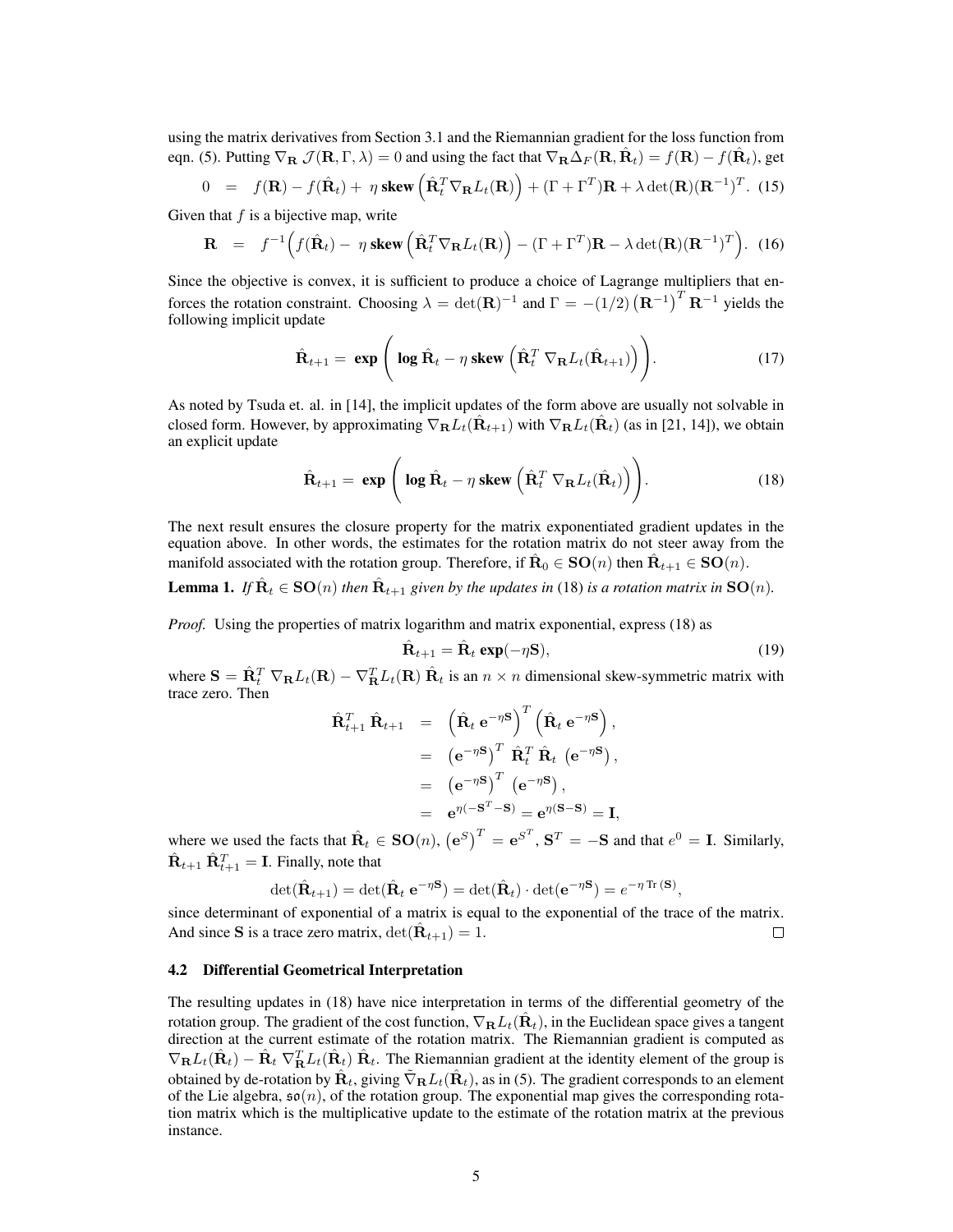using the matrix derivatives from Section 3.1 and the Riemannian gradient for the loss function from eqn. (5). Putting $\nabla_{\mathbf{R}} \mathcal{J}(\mathbf{R}, \Gamma, \lambda) = 0$ and using the fact that $\nabla_{\mathbf{R}} \Delta_F(\mathbf{R}, \hat{\mathbf{R}}_t) = f(\mathbf{R}) - f(\hat{\mathbf{R}}_t)$, get

$$0 \;=\; f(\mathbf{R}) - f(\hat{\mathbf{R}}_t) + \eta\, \mathbf{skew}\left(\hat{\mathbf{R}}_t^T \nabla_{\mathbf{R}} L_t(\mathbf{R})\right) + (\Gamma + \Gamma^T)\mathbf{R} + \lambda \det(\mathbf{R})(\mathbf{R}^{-1})^T. \quad (15)$$

Given that $f$ is a bijective map, write

$$\mathbf{R} \;=\; f^{-1}\Big(f(\hat{\mathbf{R}}_t) - \eta\, \mathbf{skew}\left(\hat{\mathbf{R}}_t^T \nabla_{\mathbf{R}} L_t(\mathbf{R})\right) - (\Gamma + \Gamma^T)\mathbf{R} - \lambda \det(\mathbf{R})(\mathbf{R}^{-1})^T\Big). \quad (16)$$

Since the objective is convex, it is sufficient to produce a choice of Lagrange multipliers that enforces the rotation constraint. Choosing $\lambda = \det(\mathbf{R})^{-1}$ and $\Gamma = -(1/2)\left(\mathbf{R}^{-1}\right)^T \mathbf{R}^{-1}$ yields the following implicit update

$$\hat{\mathbf{R}}_{t+1} = \mathbf{exp}\left(\mathbf{log}\, \hat{\mathbf{R}}_t - \eta\, \mathbf{skew}\left(\hat{\mathbf{R}}_t^T \nabla_{\mathbf{R}} L_t(\hat{\mathbf{R}}_{t+1})\right)\right). \quad (17)$$

As noted by Tsuda et. al. in [14], the implicit updates of the form above are usually not solvable in closed form. However, by approximating $\nabla_{\mathbf{R}} L_t(\hat{\mathbf{R}}_{t+1})$ with $\nabla_{\mathbf{R}} L_t(\hat{\mathbf{R}}_t)$ (as in [21, 14]), we obtain an explicit update

$$\hat{\mathbf{R}}_{t+1} = \mathbf{exp}\left(\mathbf{log}\, \hat{\mathbf{R}}_t - \eta\, \mathbf{skew}\left(\hat{\mathbf{R}}_t^T \nabla_{\mathbf{R}} L_t(\hat{\mathbf{R}}_t)\right)\right). \quad (18)$$

The next result ensures the closure property for the matrix exponentiated gradient updates in the equation above. In other words, the estimates for the rotation matrix do not steer away from the manifold associated with the rotation group. Therefore, if $\hat{\mathbf{R}}_0 \in \mathbf{SO}(n)$ then $\hat{\mathbf{R}}_{t+1} \in \mathbf{SO}(n)$.

**Lemma 1.** *If $\hat{\mathbf{R}}_t \in \mathbf{SO}(n)$ then $\hat{\mathbf{R}}_{t+1}$ given by the updates in* (18) *is a rotation matrix in $\mathbf{SO}(n)$.*

*Proof.* Using the properties of matrix logarithm and matrix exponential, express (18) as

$$\hat{\mathbf{R}}_{t+1} = \hat{\mathbf{R}}_t\, \mathbf{exp}(-\eta \mathbf{S}), \quad (19)$$

where $\mathbf{S} = \hat{\mathbf{R}}_t^T \nabla_{\mathbf{R}} L_t(\mathbf{R}) - \nabla_{\mathbf{R}}^T L_t(\mathbf{R})\, \hat{\mathbf{R}}_t$ is an $n \times n$ dimensional skew-symmetric matrix with trace zero. Then

$$\begin{aligned}
\hat{\mathbf{R}}_{t+1}^T\, \hat{\mathbf{R}}_{t+1} &= \left(\hat{\mathbf{R}}_t\, \mathbf{e}^{-\eta \mathbf{S}}\right)^T \left(\hat{\mathbf{R}}_t\, \mathbf{e}^{-\eta \mathbf{S}}\right), \\
&= \left(\mathbf{e}^{-\eta \mathbf{S}}\right)^T\, \hat{\mathbf{R}}_t^T\, \hat{\mathbf{R}}_t\, \left(\mathbf{e}^{-\eta \mathbf{S}}\right), \\
&= \left(\mathbf{e}^{-\eta \mathbf{S}}\right)^T\, \left(\mathbf{e}^{-\eta \mathbf{S}}\right), \\
&= \mathbf{e}^{\eta(-\mathbf{S}^T - \mathbf{S})} = \mathbf{e}^{\eta(\mathbf{S} - \mathbf{S})} = \mathbf{I},
\end{aligned}$$

where we used the facts that $\hat{\mathbf{R}}_t \in \mathbf{SO}(n)$, $\left(\mathbf{e}^{S}\right)^T = \mathbf{e}^{S^T}$, $\mathbf{S}^T = -\mathbf{S}$ and that $e^0 = \mathbf{I}$. Similarly, $\hat{\mathbf{R}}_{t+1}\, \hat{\mathbf{R}}_{t+1}^T = \mathbf{I}$. Finally, note that

$$\det(\hat{\mathbf{R}}_{t+1}) = \det(\hat{\mathbf{R}}_t\, \mathbf{e}^{-\eta \mathbf{S}}) = \det(\hat{\mathbf{R}}_t) \cdot \det(\mathbf{e}^{-\eta \mathbf{S}}) = e^{-\eta\, \mathrm{Tr}\,(\mathbf{S})},$$

since determinant of exponential of a matrix is equal to the exponential of the trace of the matrix. And since $\mathbf{S}$ is a trace zero matrix, $\det(\hat{\mathbf{R}}_{t+1}) = 1$. $\square$

### 4.2 Differential Geometrical Interpretation

The resulting updates in (18) have nice interpretation in terms of the differential geometry of the rotation group. The gradient of the cost function, $\nabla_{\mathbf{R}} L_t(\hat{\mathbf{R}}_t)$, in the Euclidean space gives a tangent direction at the current estimate of the rotation matrix. The Riemannian gradient is computed as $\nabla_{\mathbf{R}} L_t(\hat{\mathbf{R}}_t) - \hat{\mathbf{R}}_t\, \nabla_{\mathbf{R}}^T L_t(\hat{\mathbf{R}}_t)\, \hat{\mathbf{R}}_t$. The Riemannian gradient at the identity element of the group is obtained by de-rotation by $\hat{\mathbf{R}}_t$, giving $\tilde{\nabla}_{\mathbf{R}} L_t(\hat{\mathbf{R}}_t)$, as in (5). The gradient corresponds to an element of the Lie algebra, $\mathfrak{so}(n)$, of the rotation group. The exponential map gives the corresponding rotation matrix which is the multiplicative update to the estimate of the rotation matrix at the previous instance.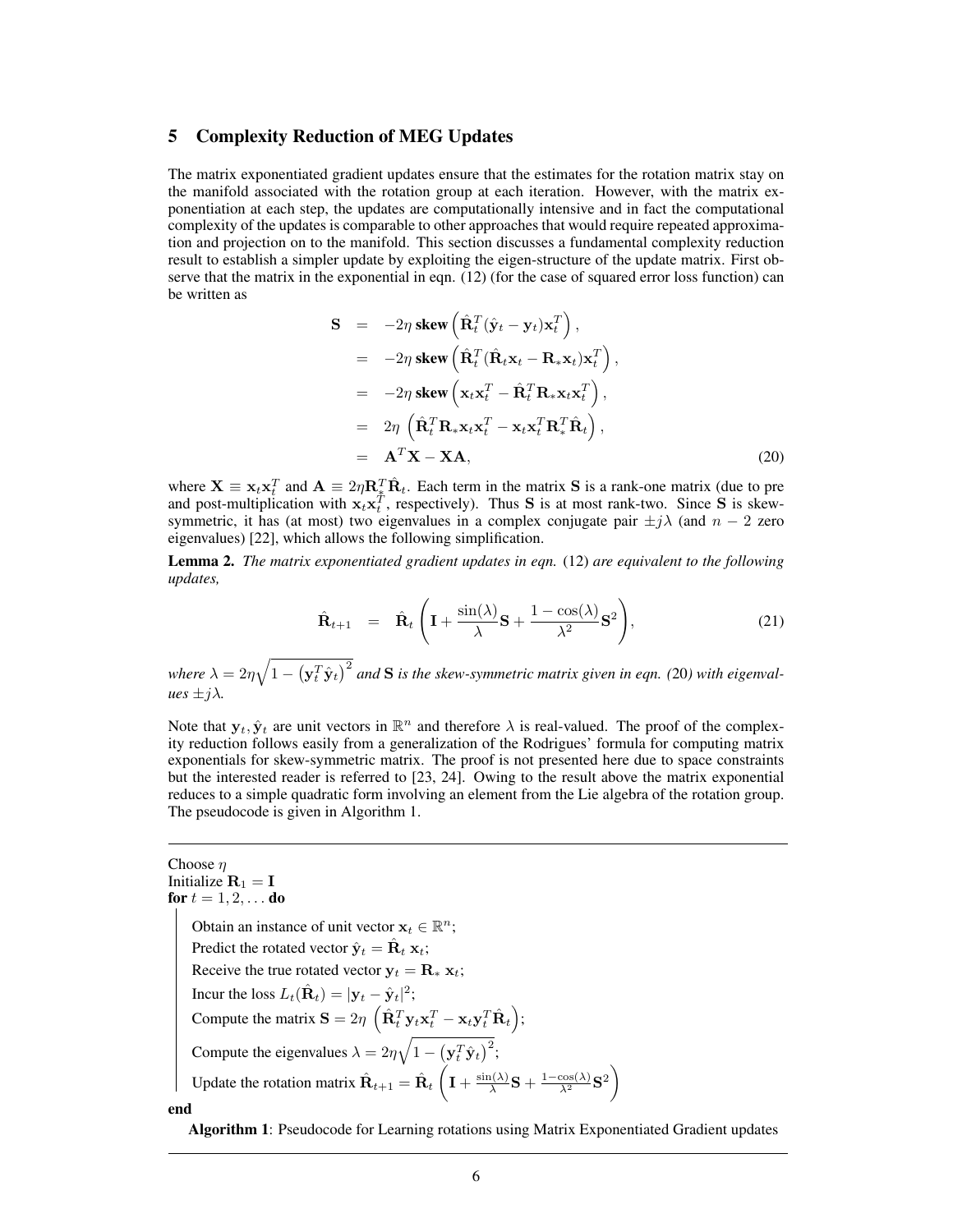## 5 Complexity Reduction of MEG Updates

The matrix exponentiated gradient updates ensure that the estimates for the rotation matrix stay on the manifold associated with the rotation group at each iteration. However, with the matrix exponentiation at each step, the updates are computationally intensive and in fact the computational complexity of the updates is comparable to other approaches that would require repeated approximation and projection on to the manifold. This section discusses a fundamental complexity reduction result to establish a simpler update by exploiting the eigen-structure of the update matrix. First observe that the matrix in the exponential in eqn. (12) (for the case of squared error loss function) can be written as

$$
\begin{aligned}
\mathbf{S} &= -2\eta \,\mathbf{skew}\left(\hat{\mathbf{R}}_t^T(\hat{\mathbf{y}}_t - \mathbf{y}_t)\mathbf{x}_t^T\right), \\
&= -2\eta \,\mathbf{skew}\left(\hat{\mathbf{R}}_t^T(\hat{\mathbf{R}}_t\mathbf{x}_t - \mathbf{R}_*\mathbf{x}_t)\mathbf{x}_t^T\right), \\
&= -2\eta \,\mathbf{skew}\left(\mathbf{x}_t\mathbf{x}_t^T - \hat{\mathbf{R}}_t^T\mathbf{R}_*\mathbf{x}_t\mathbf{x}_t^T\right), \\
&= 2\eta \left(\hat{\mathbf{R}}_t^T\mathbf{R}_*\mathbf{x}_t\mathbf{x}_t^T - \mathbf{x}_t\mathbf{x}_t^T\mathbf{R}_*^T\hat{\mathbf{R}}_t\right), \\
&= \mathbf{A}^T\mathbf{X} - \mathbf{X}\mathbf{A}, \qquad (20)
\end{aligned}
$$

where $\mathbf{X} \equiv \mathbf{x}_t\mathbf{x}_t^T$ and $\mathbf{A} \equiv 2\eta\mathbf{R}_*^T\hat{\mathbf{R}}_t$. Each term in the matrix $\mathbf{S}$ is a rank-one matrix (due to pre and post-multiplication with $\mathbf{x}_t\mathbf{x}_t^T$, respectively). Thus $\mathbf{S}$ is at most rank-two. Since $\mathbf{S}$ is skew-symmetric, it has (at most) two eigenvalues in a complex conjugate pair $\pm j\lambda$ (and $n-2$ zero eigenvalues) [22], which allows the following simplification.

**Lemma 2.** *The matrix exponentiated gradient updates in eqn.* (12) *are equivalent to the following updates,*

$$
\hat{\mathbf{R}}_{t+1} = \hat{\mathbf{R}}_t\left(\mathbf{I} + \frac{\sin(\lambda)}{\lambda}\mathbf{S} + \frac{1-\cos(\lambda)}{\lambda^2}\mathbf{S}^2\right), \qquad (21)
$$

*where* $\lambda = 2\eta\sqrt{1-\left(\mathbf{y}_t^T\hat{\mathbf{y}}_t\right)^2}$ *and* $\mathbf{S}$ *is the skew-symmetric matrix given in eqn. (*20*) with eigenvalues* $\pm j\lambda$*.*

Note that $\mathbf{y}_t, \hat{\mathbf{y}}_t$ are unit vectors in $\mathbb{R}^n$ and therefore $\lambda$ is real-valued. The proof of the complexity reduction follows easily from a generalization of the Rodrigues' formula for computing matrix exponentials for skew-symmetric matrix. The proof is not presented here due to space constraints but the interested reader is referred to [23, 24]. Owing to the result above the matrix exponential reduces to a simple quadratic form involving an element from the Lie algebra of the rotation group. The pseudocode is given in Algorithm 1.

```
Choose η
Initialize R_1 = I
for t = 1, 2, ... do
    Obtain an instance of unit vector x_t ∈ R^n;
    Predict the rotated vector ŷ_t = R̂_t x_t;
    Receive the true rotated vector y_t = R_* x_t;
    Incur the loss L_t(R̂_t) = |y_t − ŷ_t|^2;
    Compute the matrix S = 2η (R̂_t^T y_t x_t^T − x_t y_t^T R̂_t);
    Compute the eigenvalues λ = 2η sqrt(1 − (y_t^T ŷ_t)^2);
    Update the rotation matrix R̂_{t+1} = R̂_t (I + (sin(λ)/λ) S + ((1−cos(λ))/λ^2) S^2)
end
```

**Algorithm 1**: Pseudocode for Learning rotations using Matrix Exponentiated Gradient updates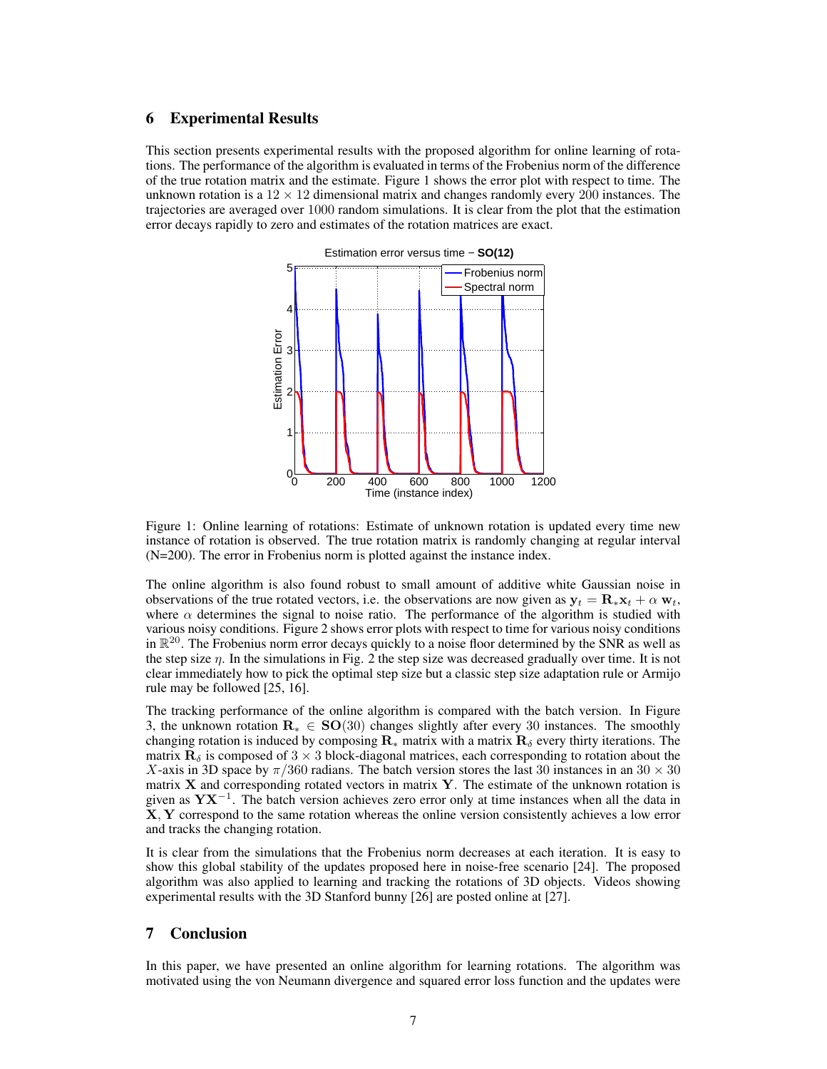## 6 Experimental Results

This section presents experimental results with the proposed algorithm for online learning of rotations. The performance of the algorithm is evaluated in terms of the Frobenius norm of the difference of the true rotation matrix and the estimate. Figure 1 shows the error plot with respect to time. The unknown rotation is a $12 \times 12$ dimensional matrix and changes randomly every 200 instances. The trajectories are averaged over 1000 random simulations. It is clear from the plot that the estimation error decays rapidly to zero and estimates of the rotation matrices are exact.

Figure 1: Online learning of rotations: Estimate of unknown rotation is updated every time new instance of rotation is observed. The true rotation matrix is randomly changing at regular interval (N=200). The error in Frobenius norm is plotted against the instance index.

The online algorithm is also found robust to small amount of additive white Gaussian noise in observations of the true rotated vectors, i.e. the observations are now given as $\mathbf{y}_t = \mathbf{R}_* \mathbf{x}_t + \alpha \, \mathbf{w}_t$, where $\alpha$ determines the signal to noise ratio. The performance of the algorithm is studied with various noisy conditions. Figure 2 shows error plots with respect to time for various noisy conditions in $\mathbb{R}^{20}$. The Frobenius norm error decays quickly to a noise floor determined by the SNR as well as the step size $\eta$. In the simulations in Fig. 2 the step size was decreased gradually over time. It is not clear immediately how to pick the optimal step size but a classic step size adaptation rule or Armijo rule may be followed [25, 16].

The tracking performance of the online algorithm is compared with the batch version. In Figure 3, the unknown rotation $\mathbf{R}_* \in \mathbf{SO}(30)$ changes slightly after every 30 instances. The smoothly changing rotation is induced by composing $\mathbf{R}_*$ matrix with a matrix $\mathbf{R}_\delta$ every thirty iterations. The matrix $\mathbf{R}_\delta$ is composed of $3 \times 3$ block-diagonal matrices, each corresponding to rotation about the $X$-axis in 3D space by $\pi/360$ radians. The batch version stores the last 30 instances in an $30 \times 30$ matrix $\mathbf{X}$ and corresponding rotated vectors in matrix $\mathbf{Y}$. The estimate of the unknown rotation is given as $\mathbf{Y}\mathbf{X}^{-1}$. The batch version achieves zero error only at time instances when all the data in $\mathbf{X}, \mathbf{Y}$ correspond to the same rotation whereas the online version consistently achieves a low error and tracks the changing rotation.

It is clear from the simulations that the Frobenius norm decreases at each iteration. It is easy to show this global stability of the updates proposed here in noise-free scenario [24]. The proposed algorithm was also applied to learning and tracking the rotations of 3D objects. Videos showing experimental results with the 3D Stanford bunny [26] are posted online at [27].

## 7 Conclusion

In this paper, we have presented an online algorithm for learning rotations. The algorithm was motivated using the von Neumann divergence and squared error loss function and the updates were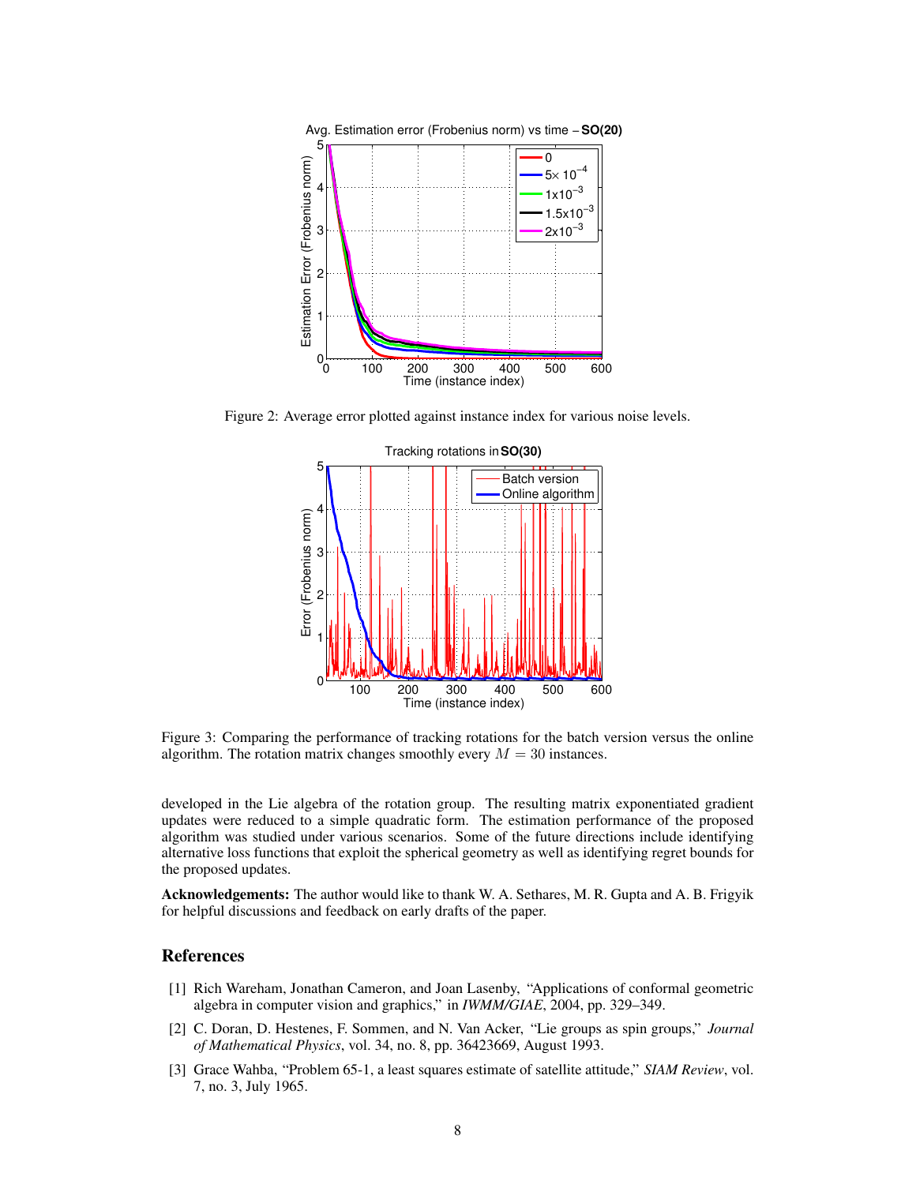Figure 2: Average error plotted against instance index for various noise levels.

Figure 3: Comparing the performance of tracking rotations for the batch version versus the online algorithm. The rotation matrix changes smoothly every $M = 30$ instances.

developed in the Lie algebra of the rotation group. The resulting matrix exponentiated gradient updates were reduced to a simple quadratic form. The estimation performance of the proposed algorithm was studied under various scenarios. Some of the future directions include identifying alternative loss functions that exploit the spherical geometry as well as identifying regret bounds for the proposed updates.

**Acknowledgements:** The author would like to thank W. A. Sethares, M. R. Gupta and A. B. Frigyik for helpful discussions and feedback on early drafts of the paper.

## References

[1] Rich Wareham, Jonathan Cameron, and Joan Lasenby, "Applications of conformal geometric algebra in computer vision and graphics," in *IWMM/GIAE*, 2004, pp. 329–349.

[2] C. Doran, D. Hestenes, F. Sommen, and N. Van Acker, "Lie groups as spin groups," *Journal of Mathematical Physics*, vol. 34, no. 8, pp. 36423669, August 1993.

[3] Grace Wahba, "Problem 65-1, a least squares estimate of satellite attitude," *SIAM Review*, vol. 7, no. 3, July 1965.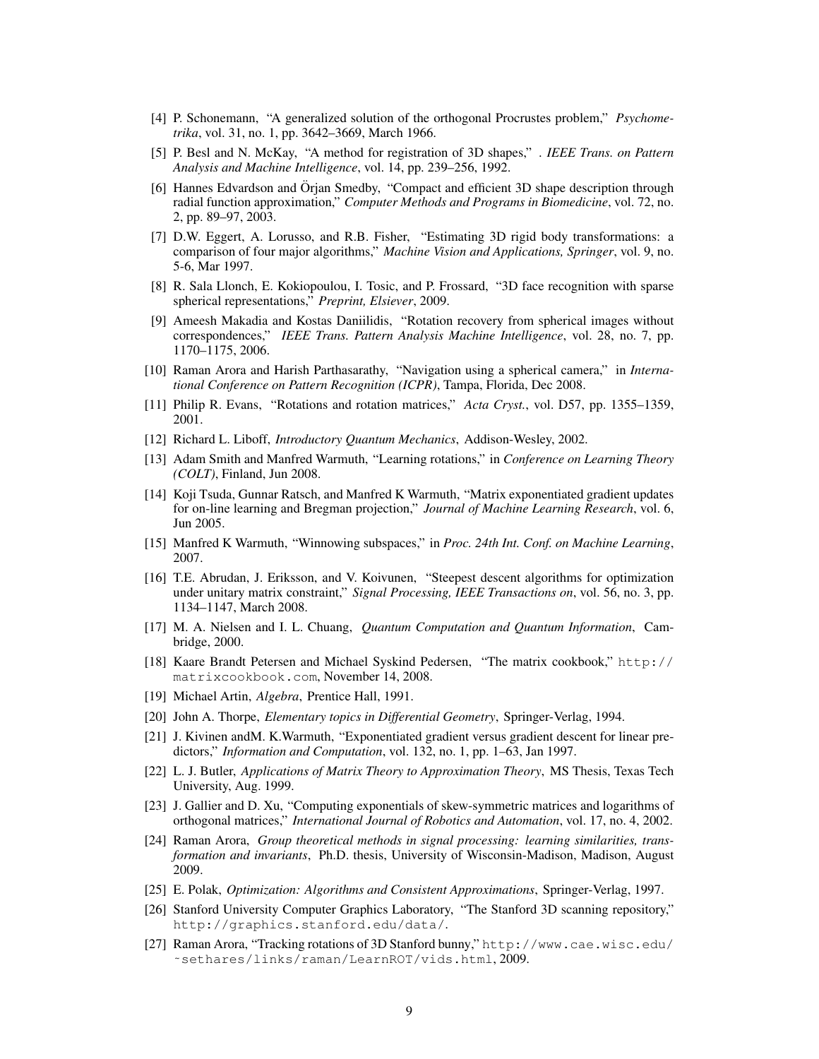[4] P. Schonemann, "A generalized solution of the orthogonal Procrustes problem," *Psychometrika*, vol. 31, no. 1, pp. 3642–3669, March 1966.

[5] P. Besl and N. McKay, "A method for registration of 3D shapes," . *IEEE Trans. on Pattern Analysis and Machine Intelligence*, vol. 14, pp. 239–256, 1992.

[6] Hannes Edvardson and Örjan Smedby, "Compact and efficient 3D shape description through radial function approximation," *Computer Methods and Programs in Biomedicine*, vol. 72, no. 2, pp. 89–97, 2003.

[7] D.W. Eggert, A. Lorusso, and R.B. Fisher, "Estimating 3D rigid body transformations: a comparison of four major algorithms," *Machine Vision and Applications, Springer*, vol. 9, no. 5-6, Mar 1997.

[8] R. Sala Llonch, E. Kokiopoulou, I. Tosic, and P. Frossard, "3D face recognition with sparse spherical representations," *Preprint, Elsiever*, 2009.

[9] Ameesh Makadia and Kostas Daniilidis, "Rotation recovery from spherical images without correspondences," *IEEE Trans. Pattern Analysis Machine Intelligence*, vol. 28, no. 7, pp. 1170–1175, 2006.

[10] Raman Arora and Harish Parthasarathy, "Navigation using a spherical camera," in *International Conference on Pattern Recognition (ICPR)*, Tampa, Florida, Dec 2008.

[11] Philip R. Evans, "Rotations and rotation matrices," *Acta Cryst.*, vol. D57, pp. 1355–1359, 2001.

[12] Richard L. Liboff, *Introductory Quantum Mechanics*, Addison-Wesley, 2002.

[13] Adam Smith and Manfred Warmuth, "Learning rotations," in *Conference on Learning Theory (COLT)*, Finland, Jun 2008.

[14] Koji Tsuda, Gunnar Ratsch, and Manfred K Warmuth, "Matrix exponentiated gradient updates for on-line learning and Bregman projection," *Journal of Machine Learning Research*, vol. 6, Jun 2005.

[15] Manfred K Warmuth, "Winnowing subspaces," in *Proc. 24th Int. Conf. on Machine Learning*, 2007.

[16] T.E. Abrudan, J. Eriksson, and V. Koivunen, "Steepest descent algorithms for optimization under unitary matrix constraint," *Signal Processing, IEEE Transactions on*, vol. 56, no. 3, pp. 1134–1147, March 2008.

[17] M. A. Nielsen and I. L. Chuang, *Quantum Computation and Quantum Information*, Cambridge, 2000.

[18] Kaare Brandt Petersen and Michael Syskind Pedersen, "The matrix cookbook," http://matrixcookbook.com, November 14, 2008.

[19] Michael Artin, *Algebra*, Prentice Hall, 1991.

[20] John A. Thorpe, *Elementary topics in Differential Geometry*, Springer-Verlag, 1994.

[21] J. Kivinen andM. K.Warmuth, "Exponentiated gradient versus gradient descent for linear predictors," *Information and Computation*, vol. 132, no. 1, pp. 1–63, Jan 1997.

[22] L. J. Butler, *Applications of Matrix Theory to Approximation Theory*, MS Thesis, Texas Tech University, Aug. 1999.

[23] J. Gallier and D. Xu, "Computing exponentials of skew-symmetric matrices and logarithms of orthogonal matrices," *International Journal of Robotics and Automation*, vol. 17, no. 4, 2002.

[24] Raman Arora, *Group theoretical methods in signal processing: learning similarities, transformation and invariants*, Ph.D. thesis, University of Wisconsin-Madison, Madison, August 2009.

[25] E. Polak, *Optimization: Algorithms and Consistent Approximations*, Springer-Verlag, 1997.

[26] Stanford University Computer Graphics Laboratory, "The Stanford 3D scanning repository," http://graphics.stanford.edu/data/.

[27] Raman Arora, "Tracking rotations of 3D Stanford bunny," http://www.cae.wisc.edu/~sethares/links/raman/LearnROT/vids.html, 2009.